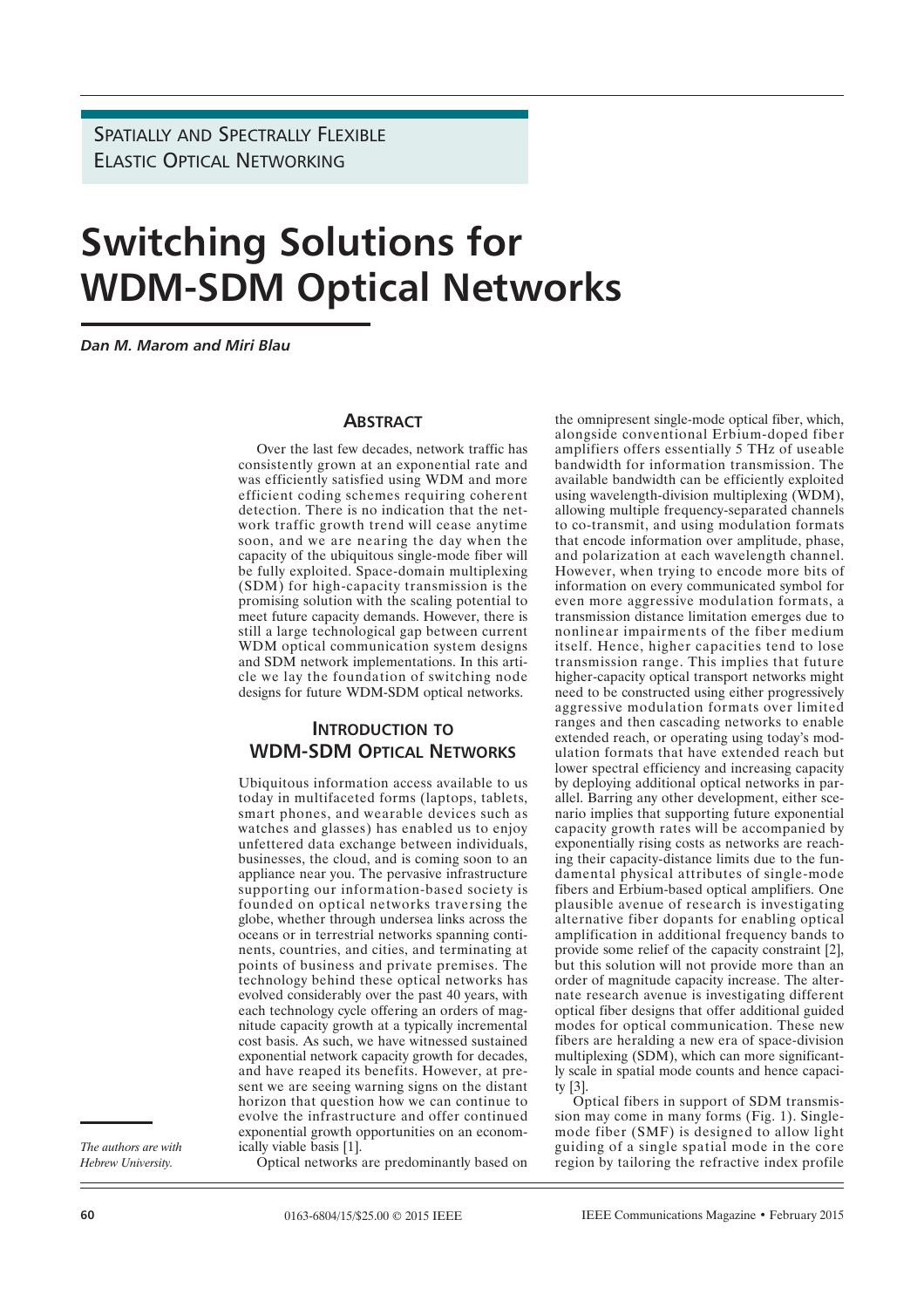Spatially and Spectrally Flexible Elastic Optical Networking

# Switching Solutions for WDM-SDM Optical Networks

*Dan M. Marom and Miri Blau*

## Abstract

Over the last few decades, network traffic has consistently grown at an exponential rate and was efficiently satisfied using WDM and more efficient coding schemes requiring coherent detection. There is no indication that the network traffic growth trend will cease anytime soon, and we are nearing the day when the capacity of the ubiquitous single-mode fiber will be fully exploited. Space-domain multiplexing (SDM) for high-capacity transmission is the promising solution with the scaling potential to meet future capacity demands. However, there is still a large technological gap between current WDM optical communication system designs and SDM network implementations. In this article we lay the foundation of switching node designs for future WDM-SDM optical networks.

## Introduction to WDM-SDM Optical Networks

Ubiquitous information access available to us today in multifaceted forms (laptops, tablets, smart phones, and wearable devices such as watches and glasses) has enabled us to enjoy unfettered data exchange between individuals, businesses, the cloud, and is coming soon to an appliance near you. The pervasive infrastructure supporting our information-based society is founded on optical networks traversing the globe, whether through undersea links across the oceans or in terrestrial networks spanning continents, countries, and cities, and terminating at points of business and private premises. The technology behind these optical networks has evolved considerably over the past 40 years, with each technology cycle offering an orders of magnitude capacity growth at a typically incremental cost basis. As such, we have witnessed sustained exponential network capacity growth for decades, and have reaped its benefits. However, at present we are seeing warning signs on the distant horizon that question how we can continue to evolve the infrastructure and offer continued exponential growth opportunities on an economically viable basis [1].

Optical networks are predominantly based on the omnipresent single-mode optical fiber, which, alongside conventional Erbium-doped fiber amplifiers offers essentially 5 THz of useable bandwidth for information transmission. The available bandwidth can be efficiently exploited using wavelength-division multiplexing (WDM), allowing multiple frequency-separated channels to co-transmit, and using modulation formats that encode information over amplitude, phase, and polarization at each wavelength channel. However, when trying to encode more bits of information on every communicated symbol for even more aggressive modulation formats, a transmission distance limitation emerges due to nonlinear impairments of the fiber medium itself. Hence, higher capacities tend to lose transmission range. This implies that future higher-capacity optical transport networks might need to be constructed using either progressively aggressive modulation formats over limited ranges and then cascading networks to enable extended reach, or operating using today's modulation formats that have extended reach but lower spectral efficiency and increasing capacity by deploying additional optical networks in parallel. Barring any other development, either scenario implies that supporting future exponential capacity growth rates will be accompanied by exponentially rising costs as networks are reaching their capacity-distance limits due to the fundamental physical attributes of single-mode fibers and Erbium-based optical amplifiers. One plausible avenue of research is investigating alternative fiber dopants for enabling optical amplification in additional frequency bands to provide some relief of the capacity constraint [2], but this solution will not provide more than an order of magnitude capacity increase. The alternate research avenue is investigating different optical fiber designs that offer additional guided modes for optical communication. These new fibers are heralding a new era of space-division multiplexing (SDM), which can more significantly scale in spatial mode counts and hence capacity [3].

Optical fibers in support of SDM transmission may come in many forms (Fig. 1). Single-mode fiber (SMF) is designed to allow light guiding of a single spatial mode in the core region by tailoring the refractive index profile

*The authors are with Hebrew University.*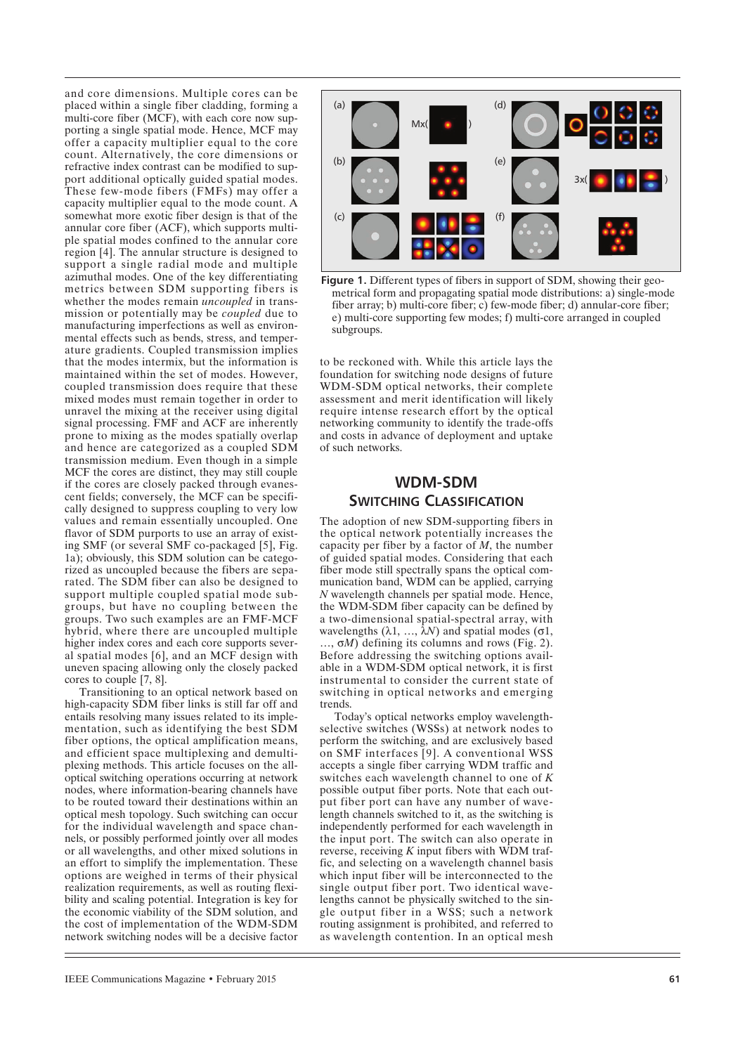and core dimensions. Multiple cores can be placed within a single fiber cladding, forming a multi-core fiber (MCF), with each core now supporting a single spatial mode. Hence, MCF may offer a capacity multiplier equal to the core count. Alternatively, the core dimensions or refractive index contrast can be modified to support additional optically guided spatial modes. These few-mode fibers (FMFs) may offer a capacity multiplier equal to the mode count. A somewhat more exotic fiber design is that of the annular core fiber (ACF), which supports multiple spatial modes confined to the annular core region [4]. The annular structure is designed to support a single radial mode and multiple azimuthal modes. One of the key differentiating metrics between SDM supporting fibers is whether the modes remain *uncoupled* in transmission or potentially may be *coupled* due to manufacturing imperfections as well as environmental effects such as bends, stress, and temperature gradients. Coupled transmission implies that the modes intermix, but the information is maintained within the set of modes. However, coupled transmission does require that these mixed modes must remain together in order to unravel the mixing at the receiver using digital signal processing. FMF and ACF are inherently prone to mixing as the modes spatially overlap and hence are categorized as a coupled SDM transmission medium. Even though in a simple MCF the cores are distinct, they may still couple if the cores are closely packed through evanescent fields; conversely, the MCF can be specifically designed to suppress coupling to very low values and remain essentially uncoupled. One flavor of SDM purports to use an array of existing SMF (or several SMF co-packaged [5], Fig. 1a); obviously, this SDM solution can be categorized as uncoupled because the fibers are separated. The SDM fiber can also be designed to support multiple coupled spatial mode subgroups, but have no coupling between the groups. Two such examples are an FMF-MCF hybrid, where there are uncoupled multiple higher index cores and each core supports several spatial modes [6], and an MCF design with uneven spacing allowing only the closely packed cores to couple [7, 8].

Transitioning to an optical network based on high-capacity SDM fiber links is still far off and entails resolving many issues related to its implementation, such as identifying the best SDM fiber options, the optical amplification means, and efficient space multiplexing and demultiplexing methods. This article focuses on the all-optical switching operations occurring at network nodes, where information-bearing channels have to be routed toward their destinations within an optical mesh topology. Such switching can occur for the individual wavelength and space channels, or possibly performed jointly over all modes or all wavelengths, and other mixed solutions in an effort to simplify the implementation. These options are weighed in terms of their physical realization requirements, as well as routing flexibility and scaling potential. Integration is key for the economic viability of the SDM solution, and the cost of implementation of the WDM-SDM network switching nodes will be a decisive factor to be reckoned with. While this article lays the foundation for switching node designs of future WDM-SDM optical networks, their complete assessment and merit identification will likely require intense research effort by the optical networking community to identify the trade-offs and costs in advance of deployment and uptake of such networks.

(a) Mx( )
(b)
(c)
(d)
(e) 3x( )
(f)

**Figure 1.** Different types of fibers in support of SDM, showing their geometrical form and propagating spatial mode distributions: a) single-mode fiber array; b) multi-core fiber; c) few-mode fiber; d) annular-core fiber; e) multi-core supporting few modes; f) multi-core arranged in coupled subgroups.

## WDM-SDM Switching Classification

The adoption of new SDM-supporting fibers in the optical network potentially increases the capacity per fiber by a factor of *M*, the number of guided spatial modes. Considering that each fiber mode still spectrally spans the optical communication band, WDM can be applied, carrying *N* wavelength channels per spatial mode. Hence, the WDM-SDM fiber capacity can be defined by a two-dimensional spatial-spectral array, with wavelengths ($\lambda 1$, …, $\lambda N$) and spatial modes ($\sigma 1$, …, $\sigma M$) defining its columns and rows (Fig. 2). Before addressing the switching options available in a WDM-SDM optical network, it is first instrumental to consider the current state of switching in optical networks and emerging trends.

Today's optical networks employ wavelength-selective switches (WSSs) at network nodes to perform the switching, and are exclusively based on SMF interfaces [9]. A conventional WSS accepts a single fiber carrying WDM traffic and switches each wavelength channel to one of *K* possible output fiber ports. Note that each output fiber port can have any number of wavelength channels switched to it, as the switching is independently performed for each wavelength in the input port. The switch can also operate in reverse, receiving *K* input fibers with WDM traffic, and selecting on a wavelength channel basis which input fiber will be interconnected to the single output fiber port. Two identical wavelengths cannot be physically switched to the single output fiber in a WSS; such a network routing assignment is prohibited, and referred to as wavelength contention. In an optical mesh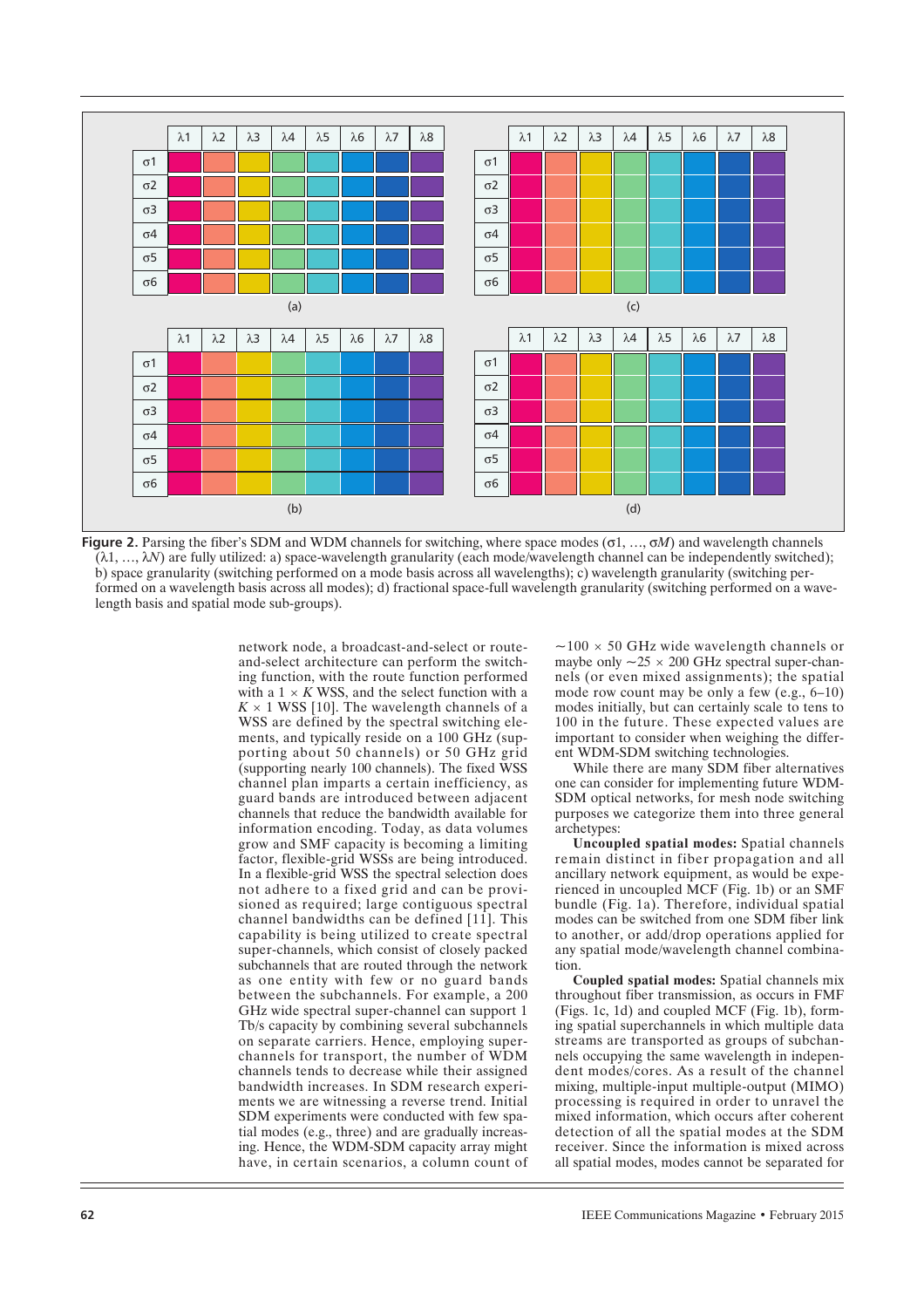λ1 λ2 λ3 λ4 λ5 λ6 λ7 λ8

σ1 σ2 σ3 σ4 σ5 σ6

(a) (b) (c) (d)

**Figure 2.** Parsing the fiber's SDM and WDM channels for switching, where space modes (σ1, …, σ$M$) and wavelength channels (λ1, …, λ$N$) are fully utilized: a) space-wavelength granularity (each mode/wavelength channel can be independently switched); b) space granularity (switching performed on a mode basis across all wavelengths); c) wavelength granularity (switching performed on a wavelength basis across all modes); d) fractional space-full wavelength granularity (switching performed on a wavelength basis and spatial mode sub-groups).

network node, a broadcast-and-select or route-and-select architecture can perform the switching function, with the route function performed with a $1 \times K$ WSS, and the select function with a $K \times 1$ WSS [10]. The wavelength channels of a WSS are defined by the spectral switching elements, and typically reside on a 100 GHz (supporting about 50 channels) or 50 GHz grid (supporting nearly 100 channels). The fixed WSS channel plan imparts a certain inefficiency, as guard bands are introduced between adjacent channels that reduce the bandwidth available for information encoding. Today, as data volumes grow and SMF capacity is becoming a limiting factor, flexible-grid WSSs are being introduced. In a flexible-grid WSS the spectral selection does not adhere to a fixed grid and can be provisioned as required; large contiguous spectral channel bandwidths can be defined [11]. This capability is being utilized to create spectral super-channels, which consist of closely packed subchannels that are routed through the network as one entity with few or no guard bands between the subchannels. For example, a 200 GHz wide spectral super-channel can support 1 Tb/s capacity by combining several subchannels on separate carriers. Hence, employing super-channels for transport, the number of WDM channels tends to decrease while their assigned bandwidth increases. In SDM research experiments we are witnessing a reverse trend. Initial SDM experiments were conducted with few spatial modes (e.g., three) and are gradually increasing. Hence, the WDM-SDM capacity array might have, in certain scenarios, a column count of ~$100 \times 50$ GHz wide wavelength channels or maybe only ~$25 \times 200$ GHz spectral super-channels (or even mixed assignments); the spatial mode row count may be only a few (e.g., 6–10) modes initially, but can certainly scale to tens to 100 in the future. These expected values are important to consider when weighing the different WDM-SDM switching technologies.

While there are many SDM fiber alternatives one can consider for implementing future WDM-SDM optical networks, for mesh node switching purposes we categorize them into three general archetypes:

**Uncoupled spatial modes:** Spatial channels remain distinct in fiber propagation and all ancillary network equipment, as would be experienced in uncoupled MCF (Fig. 1b) or an SMF bundle (Fig. 1a). Therefore, individual spatial modes can be switched from one SDM fiber link to another, or add/drop operations applied for any spatial mode/wavelength channel combination.

**Coupled spatial modes:** Spatial channels mix throughout fiber transmission, as occurs in FMF (Figs. 1c, 1d) and coupled MCF (Fig. 1b), forming spatial superchannels in which multiple data streams are transported as groups of subchannels occupying the same wavelength in independent modes/cores. As a result of the channel mixing, multiple-input multiple-output (MIMO) processing is required in order to unravel the mixed information, which occurs after coherent detection of all the spatial modes at the SDM receiver. Since the information is mixed across all spatial modes, modes cannot be separated for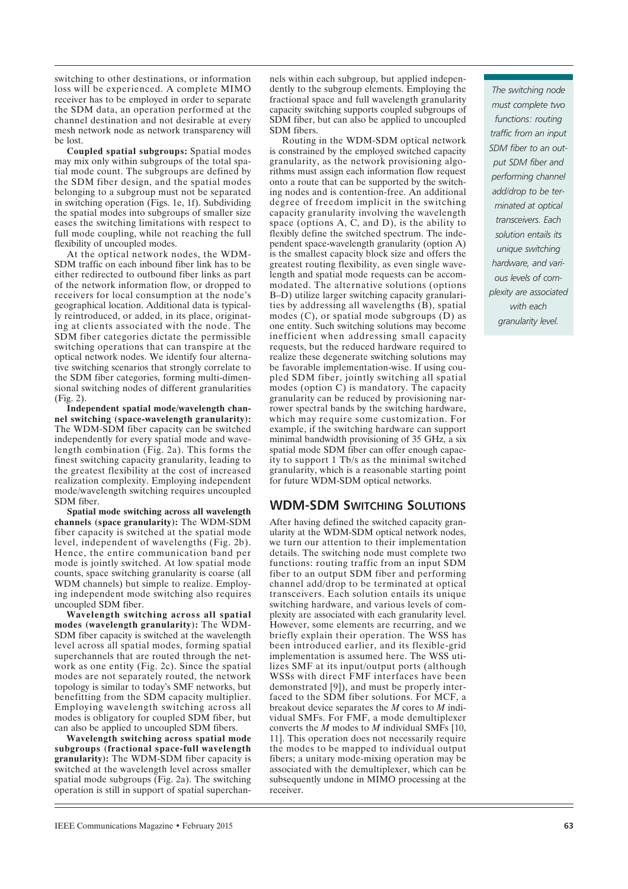switching to other destinations, or information loss will be experienced. A complete MIMO receiver has to be employed in order to separate the SDM data, an operation performed at the channel destination and not desirable at every mesh network node as network transparency will be lost.

**Coupled spatial subgroups:** Spatial modes may mix only within subgroups of the total spatial mode count. The subgroups are defined by the SDM fiber design, and the spatial modes belonging to a subgroup must not be separated in switching operation (Figs. 1e, 1f). Subdividing the spatial modes into subgroups of smaller size eases the switching limitations with respect to full mode coupling, while not reaching the full flexibility of uncoupled modes.

At the optical network nodes, the WDM-SDM traffic on each inbound fiber link has to be either redirected to outbound fiber links as part of the network information flow, or dropped to receivers for local consumption at the node's geographical location. Additional data is typically reintroduced, or added, in its place, originating at clients associated with the node. The SDM fiber categories dictate the permissible switching operations that can transpire at the optical network nodes. We identify four alternative switching scenarios that strongly correlate to the SDM fiber categories, forming multi-dimensional switching nodes of different granularities (Fig. 2).

**Independent spatial mode/wavelength channel switching (space-wavelength granularity):** The WDM-SDM fiber capacity can be switched independently for every spatial mode and wavelength combination (Fig. 2a). This forms the finest switching capacity granularity, leading to the greatest flexibility at the cost of increased realization complexity. Employing independent mode/wavelength switching requires uncoupled SDM fiber.

**Spatial mode switching across all wavelength channels (space granularity):** The WDM-SDM fiber capacity is switched at the spatial mode level, independent of wavelengths (Fig. 2b). Hence, the entire communication band per mode is jointly switched. At low spatial mode counts, space switching granularity is coarse (all WDM channels) but simple to realize. Employing independent mode switching also requires uncoupled SDM fiber.

**Wavelength switching across all spatial modes (wavelength granularity):** The WDM-SDM fiber capacity is switched at the wavelength level across all spatial modes, forming spatial superchannels that are routed through the network as one entity (Fig. 2c). Since the spatial modes are not separately routed, the network topology is similar to today's SMF networks, but benefitting from the SDM capacity multiplier. Employing wavelength switching across all modes is obligatory for coupled SDM fiber, but can also be applied to uncoupled SDM fibers.

**Wavelength switching across spatial mode subgroups (fractional space-full wavelength granularity):** The WDM-SDM fiber capacity is switched at the wavelength level across smaller spatial mode subgroups (Fig. 2a). The switching operation is still in support of spatial superchannels within each subgroup, but applied independently to the subgroup elements. Employing the fractional space and full wavelength granularity capacity switching supports coupled subgroups of SDM fiber, but can also be applied to uncoupled SDM fibers.

Routing in the WDM-SDM optical network is constrained by the employed switched capacity granularity, as the network provisioning algorithms must assign each information flow request onto a route that can be supported by the switching nodes and is contention-free. An additional degree of freedom implicit in the switching capacity granularity involving the wavelength space (options A, C, and D), is the ability to flexibly define the switched spectrum. The independent space-wavelength granularity (option A) is the smallest capacity block size and offers the greatest routing flexibility, as even single wavelength and spatial mode requests can be accommodated. The alternative solutions (options B–D) utilize larger switching capacity granularities by addressing all wavelengths (B), spatial modes (C), or spatial mode subgroups (D) as one entity. Such switching solutions may become inefficient when addressing small capacity requests, but the reduced hardware required to realize these degenerate switching solutions may be favorable implementation-wise. If using coupled SDM fiber, jointly switching all spatial modes (option C) is mandatory. The capacity granularity can be reduced by provisioning narrower spectral bands by the switching hardware, which may require some customization. For example, if the switching hardware can support minimal bandwidth provisioning of 35 GHz, a six spatial mode SDM fiber can offer enough capacity to support 1 Tb/s as the minimal switched granularity, which is a reasonable starting point for future WDM-SDM optical networks.

## WDM-SDM Switching Solutions

After having defined the switched capacity granularity at the WDM-SDM optical network nodes, we turn our attention to their implementation details. The switching node must complete two functions: routing traffic from an input SDM fiber to an output SDM fiber and performing channel add/drop to be terminated at optical transceivers. Each solution entails its unique switching hardware, and various levels of complexity are associated with each granularity level. However, some elements are recurring, and we briefly explain their operation. The WSS has been introduced earlier, and its flexible-grid implementation is assumed here. The WSS utilizes SMF at its input/output ports (although WSSs with direct FMF interfaces have been demonstrated [9]), and must be properly interfaced to the SDM fiber solutions. For MCF, a breakout device separates the $M$ cores to $M$ individual SMFs. For FMF, a mode demultiplexer converts the $M$ modes to $M$ individual SMFs [10, 11]. This operation does not necessarily require the modes to be mapped to individual output fibers; a unitary mode-mixing operation may be associated with the demultiplexer, which can be subsequently undone in MIMO processing at the receiver.

*The switching node must complete two functions: routing traffic from an input SDM fiber to an output SDM fiber and performing channel add/drop to be terminated at optical transceivers. Each solution entails its unique switching hardware, and various levels of complexity are associated with each granularity level.*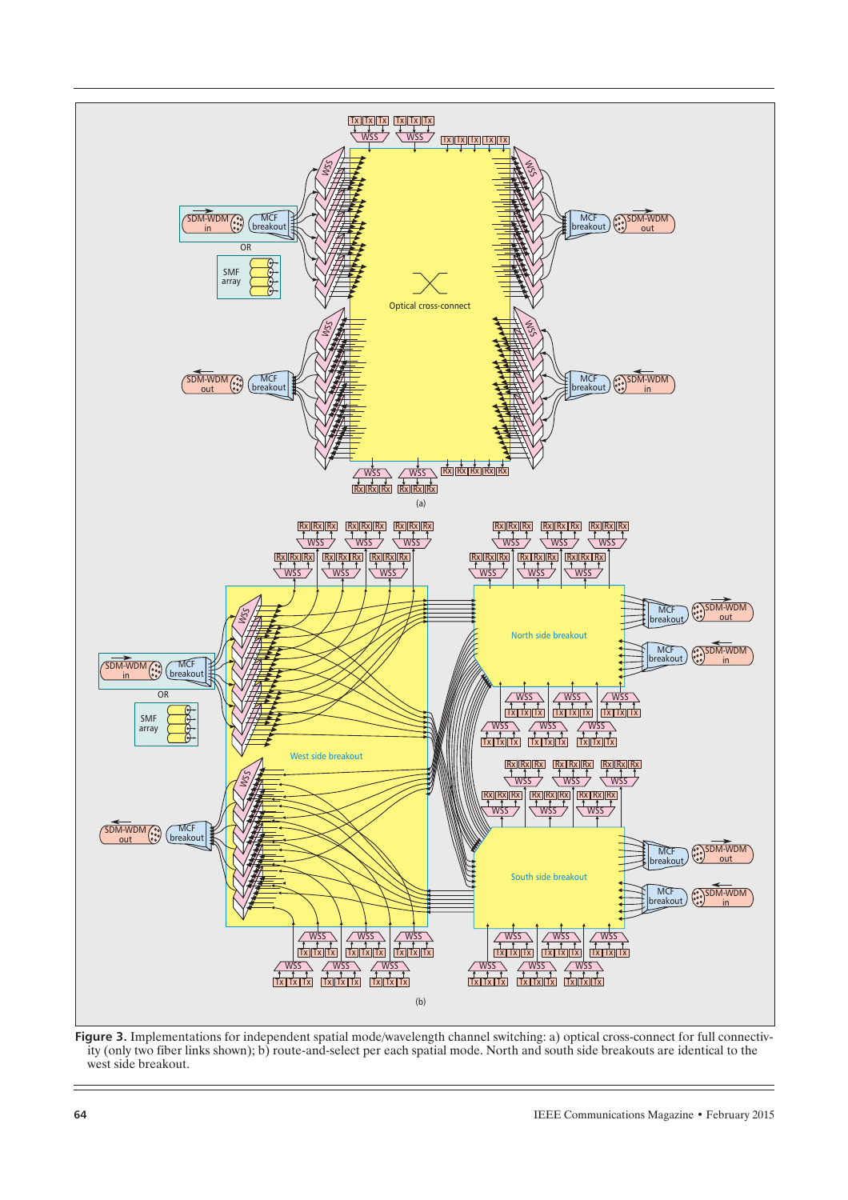Tx Tx Tx Tx Tx Tx
WSS WSS
Tx Tx Tx Tx Tx
WSS
WSS
SDM-WDM in
MCF breakout
MCF breakout
SDM-WDM out
OR
SMF array
Optical cross-connect
WSS
WSS
SDM-WDM out
MCF breakout
MCF breakout
SDM-WDM in
WSS WSS
Rx Rx Rx Rx Rx
Rx Rx Rx Rx Rx Rx
(a)

Rx Rx Rx
WSS
WSS
SDM-WDM in
MCF breakout
OR
SMF array
West side breakout
North side breakout
MCF breakout
SDM-WDM out
MCF breakout
SDM-WDM in
Tx Tx Tx
WSS
SDM-WDM out
MCF breakout
South side breakout
MCF breakout
SDM-WDM out
MCF breakout
SDM-WDM in
Tx Tx Tx
(b)

**Figure 3.** Implementations for independent spatial mode/wavelength channel switching: a) optical cross-connect for full connectivity (only two fiber links shown); b) route-and-select per each spatial mode. North and south side breakouts are identical to the west side breakout.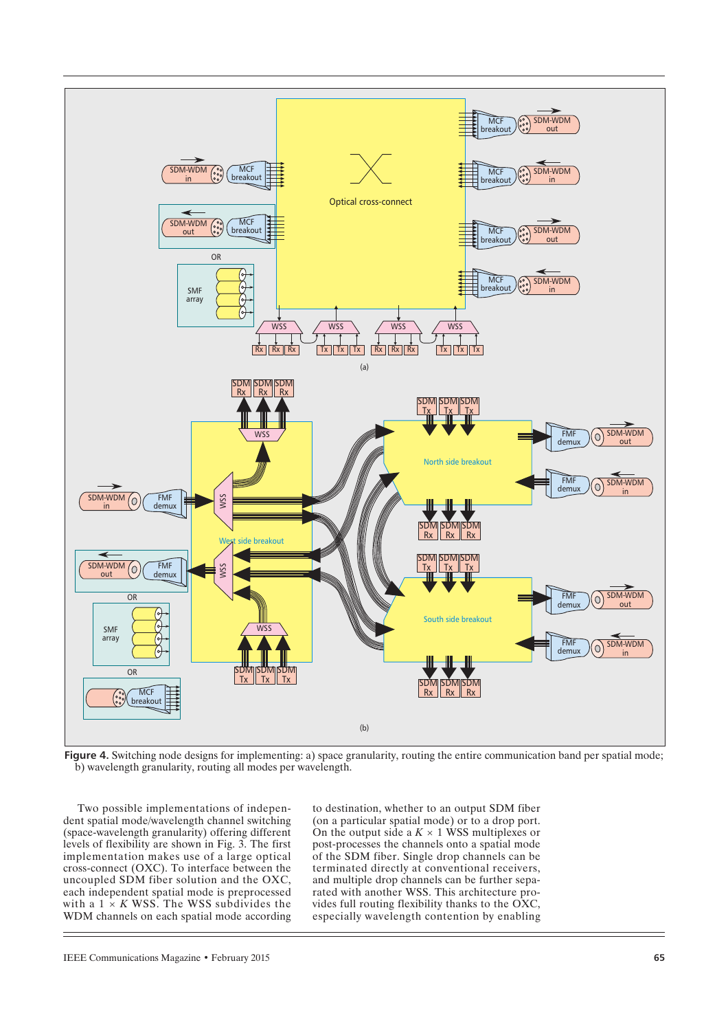Optical cross-connect

SDM-WDM in
MCF breakout
SDM-WDM out
MCF breakout
OR
SMF array
MCF breakout
SDM-WDM out
MCF breakout
SDM-WDM in
MCF breakout
SDM-WDM out
MCF breakout
SDM-WDM in
WSS
WSS
WSS
WSS
Rx Rx Rx
Tx Tx Tx
Rx Rx Rx
Tx Tx Tx

(a)

SDM Rx SDM Rx SDM Rx
WSS
SDM-WDM in
FMF demux
WSS
West side breakout
SDM-WDM out
FMF demux
WSS
OR
SMF array
OR
MCF breakout
WSS
SDM Tx SDM Tx SDM Tx
SDM Tx SDM Tx SDM Tx
North side breakout
FMF demux
SDM-WDM out
FMF demux
SDM-WDM in
SDM Rx SDM Rx SDM Rx
SDM Tx SDM Tx SDM Tx
South side breakout
FMF demux
SDM-WDM out
FMF demux
SDM-WDM in
SDM Rx SDM Rx SDM Rx

(b)

**Figure 4.** Switching node designs for implementing: a) space granularity, routing the entire communication band per spatial mode; b) wavelength granularity, routing all modes per wavelength.

Two possible implementations of independent spatial mode/wavelength channel switching (space-wavelength granularity) offering different levels of flexibility are shown in Fig. 3. The first implementation makes use of a large optical cross-connect (OXC). To interface between the uncoupled SDM fiber solution and the OXC, each independent spatial mode is preprocessed with a $1 \times K$ WSS. The WSS subdivides the WDM channels on each spatial mode according to destination, whether to an output SDM fiber (on a particular spatial mode) or to a drop port. On the output side a $K \times 1$ WSS multiplexes or post-processes the channels onto a spatial mode of the SDM fiber. Single drop channels can be terminated directly at conventional receivers, and multiple drop channels can be further separated with another WSS. This architecture provides full routing flexibility thanks to the OXC, especially wavelength contention by enabling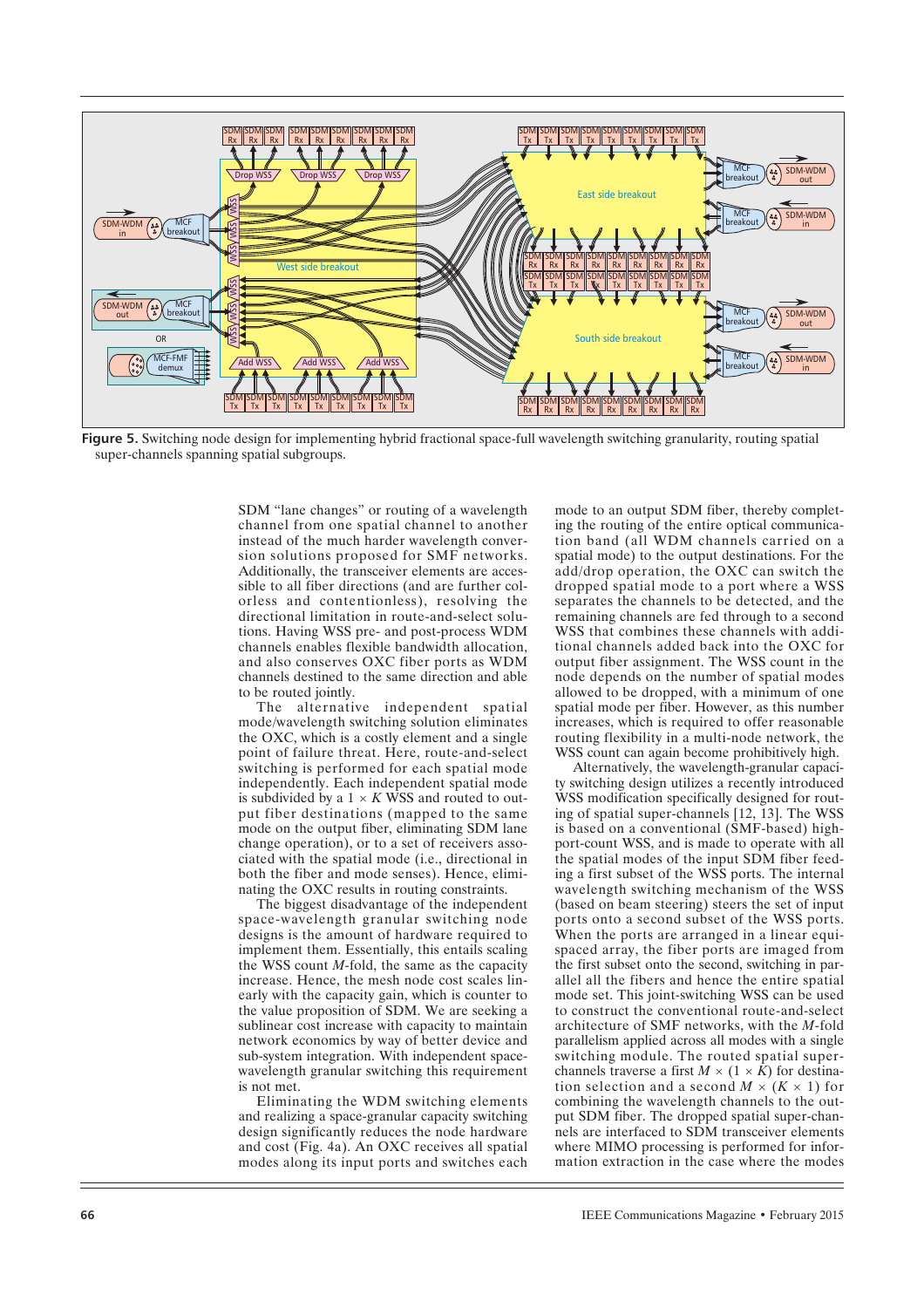SDM
Rx
SDM
Rx
SDM
Rx
SDM
Rx
SDM
Rx
SDM
Rx
SDM
Rx
SDM
Rx
SDM
Rx

Drop WSS
Drop WSS
Drop WSS

SDM-WDM in
MCF breakout

West side breakout

SDM-WDM out
MCF breakout

OR

MCF-FMF demux

Add WSS
Add WSS
Add WSS

SDM
Tx
SDM
Tx
SDM
Tx
SDM
Tx
SDM
Tx
SDM
Tx
SDM
Tx
SDM
Tx
SDM
Tx

East side breakout

MCF breakout
SDM-WDM out
MCF breakout
SDM-WDM in

South side breakout

MCF breakout
SDM-WDM out
MCF breakout
SDM-WDM in

**Figure 5.** Switching node design for implementing hybrid fractional space-full wavelength switching granularity, routing spatial super-channels spanning spatial subgroups.

SDM "lane changes" or routing of a wavelength channel from one spatial channel to another instead of the much harder wavelength conversion solutions proposed for SMF networks. Additionally, the transceiver elements are accessible to all fiber directions (and are further colorless and contentionless), resolving the directional limitation in route-and-select solutions. Having WSS pre- and post-process WDM channels enables flexible bandwidth allocation, and also conserves OXC fiber ports as WDM channels destined to the same direction and able to be routed jointly.

The alternative independent spatial mode/wavelength switching solution eliminates the OXC, which is a costly element and a single point of failure threat. Here, route-and-select switching is performed for each spatial mode independently. Each independent spatial mode is subdivided by a $1 \times K$ WSS and routed to output fiber destinations (mapped to the same mode on the output fiber, eliminating SDM lane change operation), or to a set of receivers associated with the spatial mode (i.e., directional in both the fiber and mode senses). Hence, eliminating the OXC results in routing constraints.

The biggest disadvantage of the independent space-wavelength granular switching node designs is the amount of hardware required to implement them. Essentially, this entails scaling the WSS count $M$-fold, the same as the capacity increase. Hence, the mesh node cost scales linearly with the capacity gain, which is counter to the value proposition of SDM. We are seeking a sublinear cost increase with capacity to maintain network economics by way of better device and sub-system integration. With independent space-wavelength granular switching this requirement is not met.

Eliminating the WDM switching elements and realizing a space-granular capacity switching design significantly reduces the node hardware and cost (Fig. 4a). An OXC receives all spatial modes along its input ports and switches each mode to an output SDM fiber, thereby completing the routing of the entire optical communication band (all WDM channels carried on a spatial mode) to the output destinations. For the add/drop operation, the OXC can switch the dropped spatial mode to a port where a WSS separates the channels to be detected, and the remaining channels are fed through to a second WSS that combines these channels with additional channels added back into the OXC for output fiber assignment. The WSS count in the node depends on the number of spatial modes allowed to be dropped, with a minimum of one spatial mode per fiber. However, as this number increases, which is required to offer reasonable routing flexibility in a multi-node network, the WSS count can again become prohibitively high.

Alternatively, the wavelength-granular capacity switching design utilizes a recently introduced WSS modification specifically designed for routing of spatial super-channels [12, 13]. The WSS is based on a conventional (SMF-based) high-port-count WSS, and is made to operate with all the spatial modes of the input SDM fiber feeding a first subset of the WSS ports. The internal wavelength switching mechanism of the WSS (based on beam steering) steers the set of input ports onto a second subset of the WSS ports. When the ports are arranged in a linear equi-spaced array, the fiber ports are imaged from the first subset onto the second, switching in parallel all the fibers and hence the entire spatial mode set. This joint-switching WSS can be used to construct the conventional route-and-select architecture of SMF networks, with the $M$-fold parallelism applied across all modes with a single switching module. The routed spatial super-channels traverse a first $M \times (1 \times K)$ for destination selection and a second $M \times (K \times 1)$ for combining the wavelength channels to the output SDM fiber. The dropped spatial super-channels are interfaced to SDM transceiver elements where MIMO processing is performed for information extraction in the case where the modes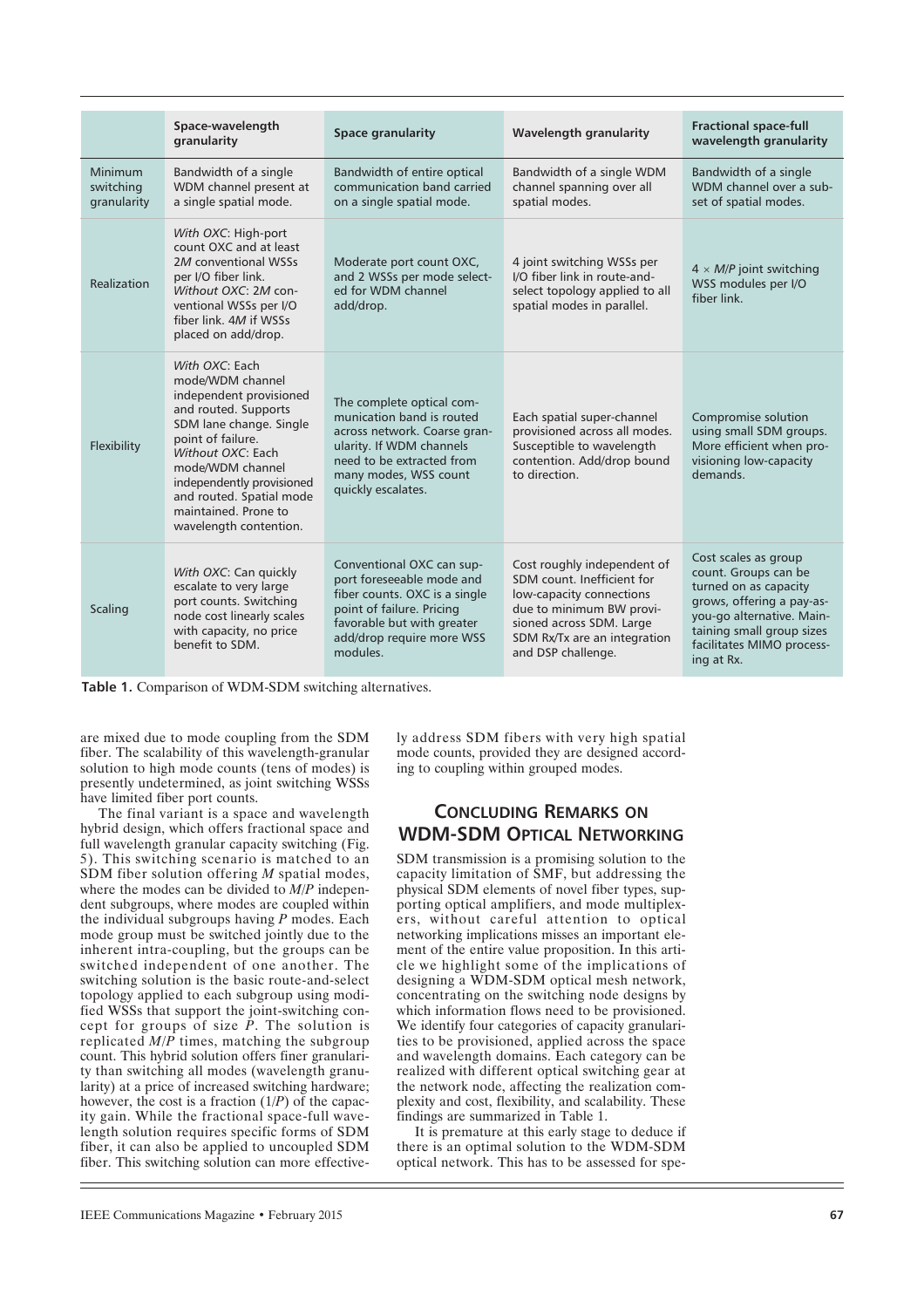| | Space-wavelength granularity | Space granularity | Wavelength granularity | Fractional space-full wavelength granularity |
|---|---|---|---|---|
| Minimum switching granularity | Bandwidth of a single WDM channel present at a single spatial mode. | Bandwidth of entire optical communication band carried on a single spatial mode. | Bandwidth of a single WDM channel spanning over all spatial modes. | Bandwidth of a single WDM channel over a subset of spatial modes. |
| Realization | *With OXC*: High-port count OXC and at least 2*M* conventional WSSs per I/O fiber link. *Without OXC*: 2*M* conventional WSSs per I/O fiber link. 4*M* if WSSs placed on add/drop. | Moderate port count OXC, and 2 WSSs per mode selected for WDM channel add/drop. | 4 joint switching WSSs per I/O fiber link in route-and-select topology applied to all spatial modes in parallel. | $4 \times M/P$ joint switching WSS modules per I/O fiber link. |
| Flexibility | *With OXC*: Each mode/WDM channel independent provisioned and routed. Supports SDM lane change. Single point of failure. *Without OXC*: Each mode/WDM channel independently provisioned and routed. Spatial mode maintained. Prone to wavelength contention. | The complete optical communication band is routed across network. Coarse granularity. If WDM channels need to be extracted from many modes, WSS count quickly escalates. | Each spatial super-channel provisioned across all modes. Susceptible to wavelength contention. Add/drop bound to direction. | Compromise solution using small SDM groups. More efficient when provisioning low-capacity demands. |
| Scaling | *With OXC*: Can quickly escalate to very large port counts. Switching node cost linearly scales with capacity, no price benefit to SDM. | Conventional OXC can support foreseeable mode and fiber counts. OXC is a single point of failure. Pricing favorable but with greater add/drop require more WSS modules. | Cost roughly independent of SDM count. Inefficient for low-capacity connections due to minimum BW provisioned across SDM. Large SDM Rx/Tx are an integration and DSP challenge. | Cost scales as group count. Groups can be turned on as capacity grows, offering a pay-as-you-go alternative. Maintaining small group sizes facilitates MIMO processing at Rx. |

**Table 1.** Comparison of WDM-SDM switching alternatives.

are mixed due to mode coupling from the SDM fiber. The scalability of this wavelength-granular solution to high mode counts (tens of modes) is presently undetermined, as joint switching WSSs have limited fiber port counts.

The final variant is a space and wavelength hybrid design, which offers fractional space and full wavelength granular capacity switching (Fig. 5). This switching scenario is matched to an SDM fiber solution offering $M$ spatial modes, where the modes can be divided to $M/P$ independent subgroups, where modes are coupled within the individual subgroups having $P$ modes. Each mode group must be switched jointly due to the inherent intra-coupling, but the groups can be switched independent of one another. The switching solution is the basic route-and-select topology applied to each subgroup using modified WSSs that support the joint-switching concept for groups of size $P$. The solution is replicated $M/P$ times, matching the subgroup count. This hybrid solution offers finer granularity than switching all modes (wavelength granularity) at a price of increased switching hardware; however, the cost is a fraction ($1/P$) of the capacity gain. While the fractional space-full wavelength solution requires specific forms of SDM fiber, it can also be applied to uncoupled SDM fiber. This switching solution can more effectively address SDM fibers with very high spatial mode counts, provided they are designed according to coupling within grouped modes.

## Concluding Remarks on WDM-SDM Optical Networking

SDM transmission is a promising solution to the capacity limitation of SMF, but addressing the physical SDM elements of novel fiber types, supporting optical amplifiers, and mode multiplexers, without careful attention to optical networking implications misses an important element of the entire value proposition. In this article we highlight some of the implications of designing a WDM-SDM optical mesh network, concentrating on the switching node designs by which information flows need to be provisioned. We identify four categories of capacity granularities to be provisioned, applied across the space and wavelength domains. Each category can be realized with different optical switching gear at the network node, affecting the realization complexity and cost, flexibility, and scalability. These findings are summarized in Table 1.

It is premature at this early stage to deduce if there is an optimal solution to the WDM-SDM optical network. This has to be assessed for spe-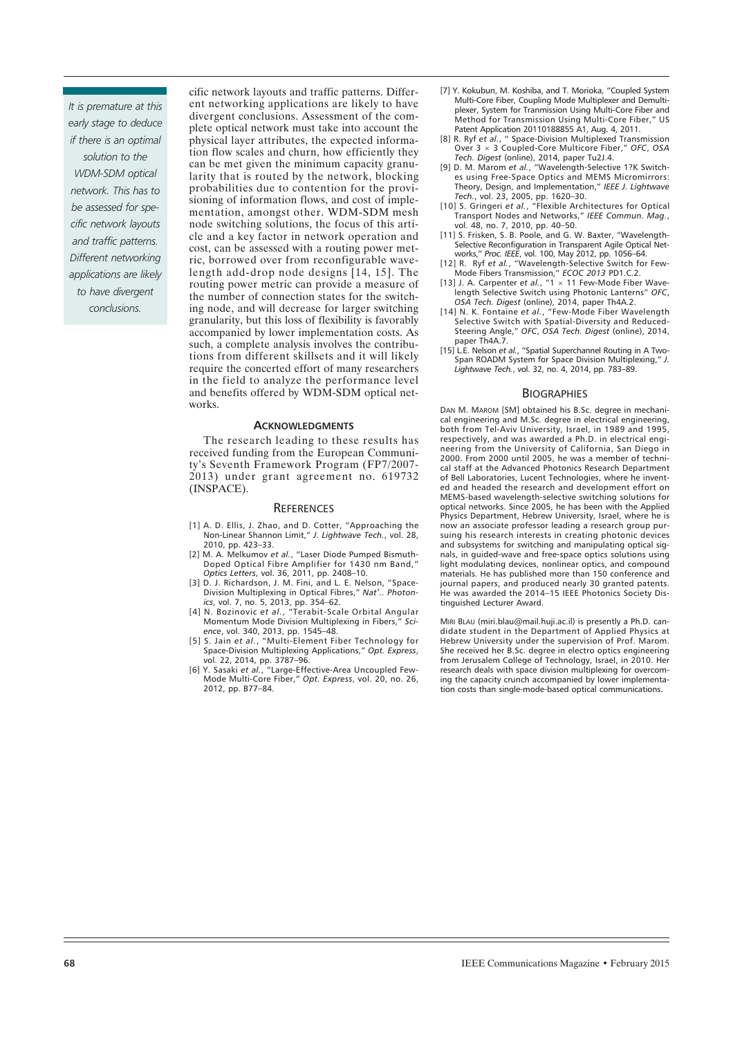cific network layouts and traffic patterns. Different networking applications are likely to have divergent conclusions. Assessment of the complete optical network must take into account the physical layer attributes, the expected information flow scales and churn, how efficiently they can be met given the minimum capacity granularity that is routed by the network, blocking probabilities due to contention for the provisioning of information flows, and cost of implementation, amongst other. WDM-SDM mesh node switching solutions, the focus of this article and a key factor in network operation and cost, can be assessed with a routing power metric, borrowed over from reconfigurable wavelength add-drop node designs [14, 15]. The routing power metric can provide a measure of the number of connection states for the switching node, and will decrease for larger switching granularity, but this loss of flexibility is favorably accompanied by lower implementation costs. As such, a complete analysis involves the contributions from different skillsets and it will likely require the concerted effort of many researchers in the field to analyze the performance level and benefits offered by WDM-SDM optical networks.

*It is premature at this early stage to deduce if there is an optimal solution to the WDM-SDM optical network. This has to be assessed for specific network layouts and traffic patterns. Different networking applications are likely to have divergent conclusions.*

## Acknowledgments

The research leading to these results has received funding from the European Community's Seventh Framework Program (FP7/2007-2013) under grant agreement no. 619732 (INSPACE).

## References

[1] A. D. Ellis, J. Zhao, and D. Cotter, "Approaching the Non-Linear Shannon Limit," *J. Lightwave Tech.*, vol. 28, 2010, pp. 423–33.

[2] M. A. Melkumov *et al.*, "Laser Diode Pumped Bismuth-Doped Optical Fibre Amplifier for 1430 nm Band," *Optics Letters*, vol. 36, 2011, pp. 2408–10.

[3] D. J. Richardson, J. M. Fini, and L. E. Nelson, "Space-Division Multiplexing in Optical Fibres," *Nat'.. Photonics*, vol. 7, no. 5, 2013, pp. 354–62.

[4] N. Bozinovic *et al.*, "Terabit-Scale Orbital Angular Momentum Mode Division Multiplexing in Fibers," *Science*, vol. 340, 2013, pp. 1545–48.

[5] S. Jain *et al.*, "Multi-Element Fiber Technology for Space-Division Multiplexing Applications," *Opt. Express*, vol. 22, 2014, pp. 3787–96.

[6] Y. Sasaki *et al.*, "Large-Effective-Area Uncoupled Few-Mode Multi-Core Fiber," *Opt. Express*, vol. 20, no. 26, 2012, pp. B77–84.

[7] Y. Kokubun, M. Koshiba, and T. Morioka, "Coupled System Multi-Core Fiber, Coupling Mode Multiplexer and Demultiplexer, System for Tranmission Using Multi-Core Fiber and Method for Transmission Using Multi-Core Fiber," US Patent Application 20110188855 A1, Aug. 4, 2011.

[8] R. Ryf *et al.*, " Space-Division Multiplexed Transmission Over 3 × 3 Coupled-Core Multicore Fiber," *OFC*, *OSA Tech. Digest* (online), 2014, paper Tu2J.4.

[9] D. M. Marom *et al.*, "Wavelength-Selective 1?K Switches using Free-Space Optics and MEMS Micromirrors: Theory, Design, and Implementation," *IEEE J. Lightwave Tech.*, vol. 23, 2005, pp. 1620–30.

[10] S. Gringeri *et al.*, "Flexible Architectures for Optical Transport Nodes and Networks," *IEEE Commun. Mag.*, vol. 48, no. 7, 2010, pp. 40–50.

[11] S. Frisken, S. B. Poole, and G. W. Baxter, "Wavelength-Selective Reconfiguration in Transparent Agile Optical Networks," *Proc. IEEE*, vol. 100, May 2012, pp. 1056–64.

[12] R. Ryf *et al.*, "Wavelength-Selective Switch for Few-Mode Fibers Transmission," *ECOC 2013* PD1.C.2.

[13] J. A. Carpenter *et al.*, "1 × 11 Few-Mode Fiber Wavelength Selective Switch using Photonic Lanterns" *OFC*, *OSA Tech. Digest* (online), 2014, paper Th4A.2.

[14] N. K. Fontaine *et al.*, "Few-Mode Fiber Wavelength Selective Switch with Spatial-Diversity and Reduced-Steering Angle," *OFC*, *OSA Tech. Digest* (online), 2014, paper Th4A.7.

[15] L.E. Nelson *et al.*, "Spatial Superchannel Routing in A Two-Span ROADM System for Space Division Multiplexing," *J. Lightwave Tech.*, vol. 32, no. 4, 2014, pp. 783–89.

## Biographies

Dan M. Marom [SM] obtained his B.Sc. degree in mechanical engineering and M.Sc. degree in electrical engineering, both from Tel-Aviv University, Israel, in 1989 and 1995, respectively, and was awarded a Ph.D. in electrical engineering from the University of California, San Diego in 2000. From 2000 until 2005, he was a member of technical staff at the Advanced Photonics Research Department of Bell Laboratories, Lucent Technologies, where he invented and headed the research and development effort on MEMS-based wavelength-selective switching solutions for optical networks. Since 2005, he has been with the Applied Physics Department, Hebrew University, Israel, where he is now an associate professor leading a research group pursuing his research interests in creating photonic devices and subsystems for switching and manipulating optical signals, in guided-wave and free-space optics solutions using light modulating devices, nonlinear optics, and compound materials. He has published more than 150 conference and journal papers, and produced nearly 30 granted patents. He was awarded the 2014–15 IEEE Photonics Society Distinguished Lecturer Award.

Miri Blau (miri.blau@mail.huji.ac.il) is presently a Ph.D. candidate student in the Department of Applied Physics at Hebrew University under the supervision of Prof. Marom. She received her B.Sc. degree in electro optics engineering from Jerusalem College of Technology, Israel, in 2010. Her research deals with space division multiplexing for overcoming the capacity crunch accompanied by lower implementation costs than single-mode-based optical communications.